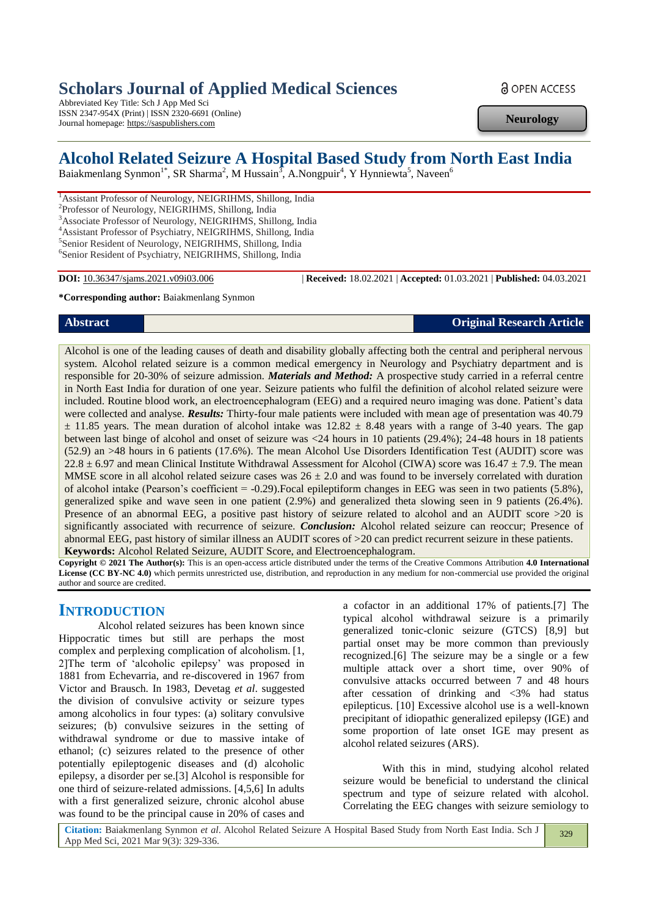# Scholars Journal of Applied Medical Sciences

Abbreviated Key Title: Sch J App Med Sci
ISSN 2347-954X (Print) | ISSN 2320-6691 (Online)
Journal homepage: https://saspublishers.com

OPEN ACCESS

**Neurology**

## Alcohol Related Seizure A Hospital Based Study from North East India

Baiakmenlang Synmon[1*], SR Sharma[2], M Hussain[3], A.Nongpuir[4], Y Hynniewta[5], Naveen[6]

[1]Assistant Professor of Neurology, NEIGRIHMS, Shillong, India
[2]Professor of Neurology, NEIGRIHMS, Shillong, India
[3]Associate Professor of Neurology, NEIGRIHMS, Shillong, India
[4]Assistant Professor of Psychiatry, NEIGRIHMS, Shillong, India
[5]Senior Resident of Neurology, NEIGRIHMS, Shillong, India
[6]Senior Resident of Psychiatry, NEIGRIHMS, Shillong, India

**DOI:** 10.36347/sjams.2021.v09i03.006 | **Received:** 18.02.2021 | **Accepted:** 01.03.2021 | **Published:** 04.03.2021

**\*Corresponding author:** Baiakmenlang Synmon

**Abstract** **Original Research Article**

Alcohol is one of the leading causes of death and disability globally affecting both the central and peripheral nervous system. Alcohol related seizure is a common medical emergency in Neurology and Psychiatry department and is responsible for 20-30% of seizure admission. ***Materials and Method:*** A prospective study carried in a referral centre in North East India for duration of one year. Seizure patients who fulfil the definition of alcohol related seizure were included. Routine blood work, an electroencephalogram (EEG) and a required neuro imaging was done. Patient's data were collected and analyse. ***Results:*** Thirty-four male patients were included with mean age of presentation was 40.79 ± 11.85 years. The mean duration of alcohol intake was 12.82 ± 8.48 years with a range of 3-40 years. The gap between last binge of alcohol and onset of seizure was <24 hours in 10 patients (29.4%); 24-48 hours in 18 patients (52.9) an >48 hours in 6 patients (17.6%). The mean Alcohol Use Disorders Identification Test (AUDIT) score was 22.8 ± 6.97 and mean Clinical Institute Withdrawal Assessment for Alcohol (CIWA) score was 16.47 ± 7.9. The mean MMSE score in all alcohol related seizure cases was 26 ± 2.0 and was found to be inversely correlated with duration of alcohol intake (Pearson's coefficient = -0.29).Focal epileptiform changes in EEG was seen in two patients (5.8%), generalized spike and wave seen in one patient (2.9%) and generalized theta slowing seen in 9 patients (26.4%). Presence of an abnormal EEG, a positive past history of seizure related to alcohol and an AUDIT score >20 is significantly associated with recurrence of seizure. ***Conclusion:*** Alcohol related seizure can reoccur; Presence of abnormal EEG, past history of similar illness an AUDIT scores of >20 can predict recurrent seizure in these patients.

**Keywords:** Alcohol Related Seizure, AUDIT Score, and Electroencephalogram.

**Copyright © 2021 The Author(s):** This is an open-access article distributed under the terms of the Creative Commons Attribution **4.0 International License (CC BY-NC 4.0)** which permits unrestricted use, distribution, and reproduction in any medium for non-commercial use provided the original author and source are credited.

## INTRODUCTION

Alcohol related seizures has been known since Hippocratic times but still are perhaps the most complex and perplexing complication of alcoholism. [1, 2]The term of 'alcoholic epilepsy' was proposed in 1881 from Echevarria, and re-discovered in 1967 from Victor and Brausch. In 1983, Devetag *et al*. suggested the division of convulsive activity or seizure types among alcoholics in four types: (a) solitary convulsive seizures; (b) convulsive seizures in the setting of withdrawal syndrome or due to massive intake of ethanol; (c) seizures related to the presence of other potentially epileptogenic diseases and (d) alcoholic epilepsy, a disorder per se.[3] Alcohol is responsible for one third of seizure-related admissions. [4,5,6] In adults with a first generalized seizure, chronic alcohol abuse was found to be the principal cause in 20% of cases and a cofactor in an additional 17% of patients.[7] The typical alcohol withdrawal seizure is a primarily generalized tonic-clonic seizure (GTCS) [8,9] but partial onset may be more common than previously recognized.[6] The seizure may be a single or a few multiple attack over a short time, over 90% of convulsive attacks occurred between 7 and 48 hours after cessation of drinking and <3% had status epilepticus. [10] Excessive alcohol use is a well-known precipitant of idiopathic generalized epilepsy (IGE) and some proportion of late onset IGE may present as alcohol related seizures (ARS).

With this in mind, studying alcohol related seizure would be beneficial to understand the clinical spectrum and type of seizure related with alcohol. Correlating the EEG changes with seizure semiology to

**Citation:** Baiakmenlang Synmon *et al*. Alcohol Related Seizure A Hospital Based Study from North East India. Sch J App Med Sci, 2021 Mar 9(3): 329-336.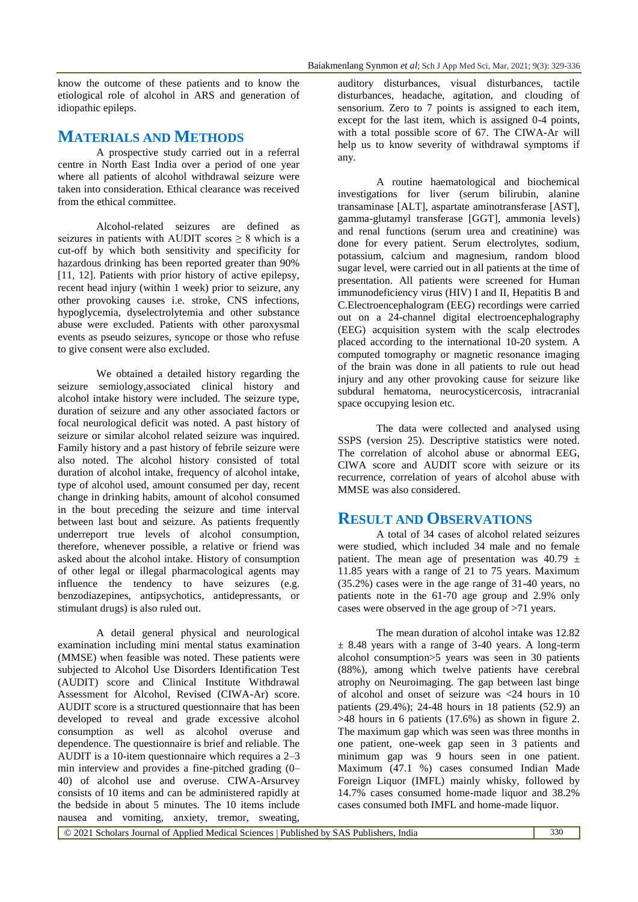know the outcome of these patients and to know the etiological role of alcohol in ARS and generation of idiopathic epileps.

# MATERIALS AND METHODS

A prospective study carried out in a referral centre in North East India over a period of one year where all patients of alcohol withdrawal seizure were taken into consideration. Ethical clearance was received from the ethical committee.

Alcohol-related seizures are defined as seizures in patients with AUDIT scores $\geq 8$ which is a cut-off by which both sensitivity and specificity for hazardous drinking has been reported greater than 90% [11, 12]. Patients with prior history of active epilepsy, recent head injury (within 1 week) prior to seizure, any other provoking causes i.e. stroke, CNS infections, hypoglycemia, dyselectrolytemia and other substance abuse were excluded. Patients with other paroxysmal events as pseudo seizures, syncope or those who refuse to give consent were also excluded.

We obtained a detailed history regarding the seizure semiology,associated clinical history and alcohol intake history were included. The seizure type, duration of seizure and any other associated factors or focal neurological deficit was noted. A past history of seizure or similar alcohol related seizure was inquired. Family history and a past history of febrile seizure were also noted. The alcohol history consisted of total duration of alcohol intake, frequency of alcohol intake, type of alcohol used, amount consumed per day, recent change in drinking habits, amount of alcohol consumed in the bout preceding the seizure and time interval between last bout and seizure. As patients frequently underreport true levels of alcohol consumption, therefore, whenever possible, a relative or friend was asked about the alcohol intake. History of consumption of other legal or illegal pharmacological agents may influence the tendency to have seizures (e.g. benzodiazepines, antipsychotics, antidepressants, or stimulant drugs) is also ruled out.

A detail general physical and neurological examination including mini mental status examination (MMSE) when feasible was noted. These patients were subjected to Alcohol Use Disorders Identification Test (AUDIT) score and Clinical Institute Withdrawal Assessment for Alcohol, Revised (CIWA-Ar) score. AUDIT score is a structured questionnaire that has been developed to reveal and grade excessive alcohol consumption as well as alcohol overuse and dependence. The questionnaire is brief and reliable. The AUDIT is a 10-item questionnaire which requires a 2–3 min interview and provides a fine-pitched grading (0–40) of alcohol use and overuse. CIWA-Arsurvey consists of 10 items and can be administered rapidly at the bedside in about 5 minutes. The 10 items include nausea and vomiting, anxiety, tremor, sweating, auditory disturbances, visual disturbances, tactile disturbances, headache, agitation, and clouding of sensorium. Zero to 7 points is assigned to each item, except for the last item, which is assigned 0-4 points, with a total possible score of 67. The CIWA-Ar will help us to know severity of withdrawal symptoms if any.

A routine haematological and biochemical investigations for liver (serum bilirubin, alanine transaminase [ALT], aspartate aminotransferase [AST], gamma-glutamyl transferase [GGT], ammonia levels) and renal functions (serum urea and creatinine) was done for every patient. Serum electrolytes, sodium, potassium, calcium and magnesium, random blood sugar level, were carried out in all patients at the time of presentation. All patients were screened for Human immunodeficiency virus (HIV) I and II, Hepatitis B and C.Electroencephalogram (EEG) recordings were carried out on a 24-channel digital electroencephalography (EEG) acquisition system with the scalp electrodes placed according to the international 10-20 system. A computed tomography or magnetic resonance imaging of the brain was done in all patients to rule out head injury and any other provoking cause for seizure like subdural hematoma, neurocysticercosis, intracranial space occupying lesion etc.

The data were collected and analysed using SSPS (version 25). Descriptive statistics were noted. The correlation of alcohol abuse or abnormal EEG, CIWA score and AUDIT score with seizure or its recurrence, correlation of years of alcohol abuse with MMSE was also considered.

# RESULT AND OBSERVATIONS

A total of 34 cases of alcohol related seizures were studied, which included 34 male and no female patient. The mean age of presentation was $40.79 \pm 11.85$ years with a range of 21 to 75 years. Maximum (35.2%) cases were in the age range of 31-40 years, no patients note in the 61-70 age group and 2.9% only cases were observed in the age group of >71 years.

The mean duration of alcohol intake was $12.82 \pm 8.48$ years with a range of 3-40 years. A long-term alcohol consumption>5 years was seen in 30 patients (88%), among which twelve patients have cerebral atrophy on Neuroimaging. The gap between last binge of alcohol and onset of seizure was <24 hours in 10 patients (29.4%); 24-48 hours in 18 patients (52.9) an >48 hours in 6 patients (17.6%) as shown in figure 2. The maximum gap which was seen was three months in one patient, one-week gap seen in 3 patients and minimum gap was 9 hours seen in one patient. Maximum (47.1 %) cases consumed Indian Made Foreign Liquor (IMFL) mainly whisky, followed by 14.7% cases consumed home-made liquor and 38.2% cases consumed both IMFL and home-made liquor.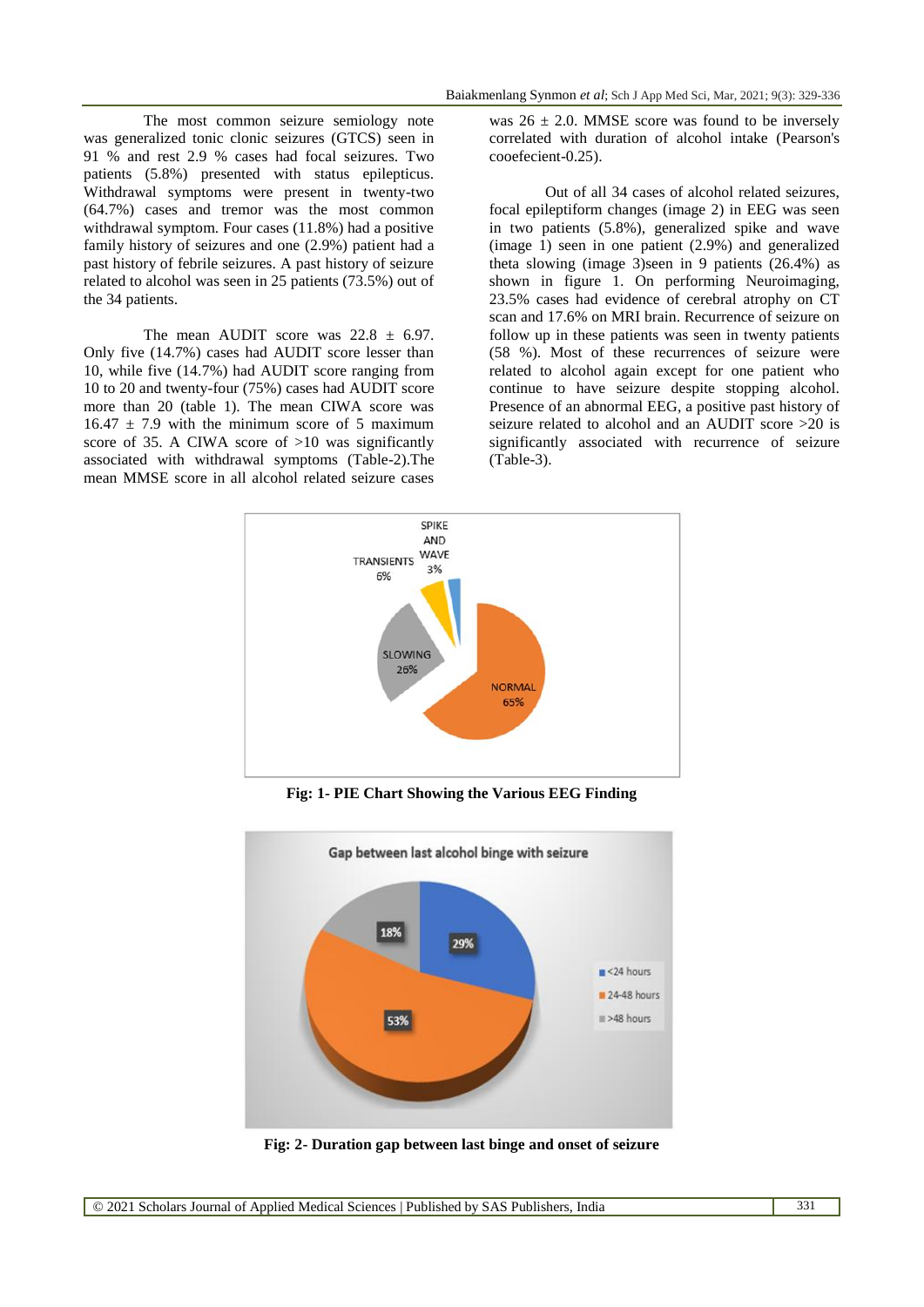The most common seizure semiology note was generalized tonic clonic seizures (GTCS) seen in 91 % and rest 2.9 % cases had focal seizures. Two patients (5.8%) presented with status epilepticus. Withdrawal symptoms were present in twenty-two (64.7%) cases and tremor was the most common withdrawal symptom. Four cases (11.8%) had a positive family history of seizures and one (2.9%) patient had a past history of febrile seizures. A past history of seizure related to alcohol was seen in 25 patients (73.5%) out of the 34 patients.

The mean AUDIT score was 22.8 ± 6.97. Only five (14.7%) cases had AUDIT score lesser than 10, while five (14.7%) had AUDIT score ranging from 10 to 20 and twenty-four (75%) cases had AUDIT score more than 20 (table 1). The mean CIWA score was 16.47 ± 7.9 with the minimum score of 5 maximum score of 35. A CIWA score of >10 was significantly associated with withdrawal symptoms (Table-2).The mean MMSE score in all alcohol related seizure cases was 26 ± 2.0. MMSE score was found to be inversely correlated with duration of alcohol intake (Pearson's cooefecient-0.25).

Out of all 34 cases of alcohol related seizures, focal epileptiform changes (image 2) in EEG was seen in two patients (5.8%), generalized spike and wave (image 1) seen in one patient (2.9%) and generalized theta slowing (image 3)seen in 9 patients (26.4%) as shown in figure 1. On performing Neuroimaging, 23.5% cases had evidence of cerebral atrophy on CT scan and 17.6% on MRI brain. Recurrence of seizure on follow up in these patients was seen in twenty patients (58 %). Most of these recurrences of seizure were related to alcohol again except for one patient who continue to have seizure despite stopping alcohol. Presence of an abnormal EEG, a positive past history of seizure related to alcohol and an AUDIT score >20 is significantly associated with recurrence of seizure (Table-3).

SPIKE AND WAVE 3%
TRANSIENTS 6%
SLOWING 26%
NORMAL 65%

**Fig: 1- PIE Chart Showing the Various EEG Finding**

Gap between last alcohol binge with seizure

29%
53%
18%

<24 hours
24-48 hours
>48 hours

**Fig: 2- Duration gap between last binge and onset of seizure**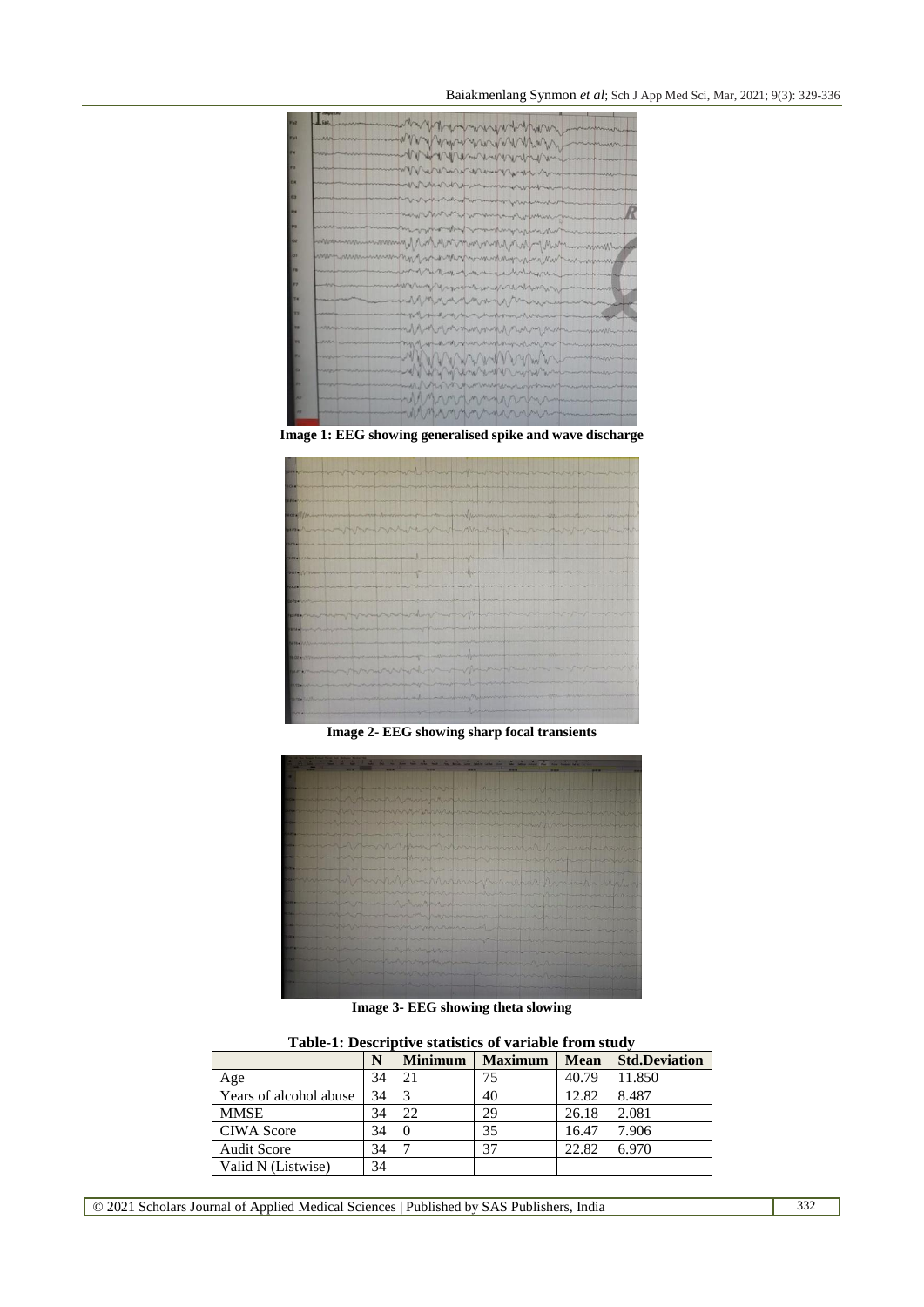Image 1: EEG showing generalised spike and wave discharge

Image 2- EEG showing sharp focal transients

Image 3- EEG showing theta slowing

**Table-1: Descriptive statistics of variable from study**

| | N | Minimum | Maximum | Mean | Std.Deviation |
|---|---|---|---|---|---|
| Age | 34 | 21 | 75 | 40.79 | 11.850 |
| Years of alcohol abuse | 34 | 3 | 40 | 12.82 | 8.487 |
| MMSE | 34 | 22 | 29 | 26.18 | 2.081 |
| CIWA Score | 34 | 0 | 35 | 16.47 | 7.906 |
| Audit Score | 34 | 7 | 37 | 22.82 | 6.970 |
| Valid N (Listwise) | 34 | | | | |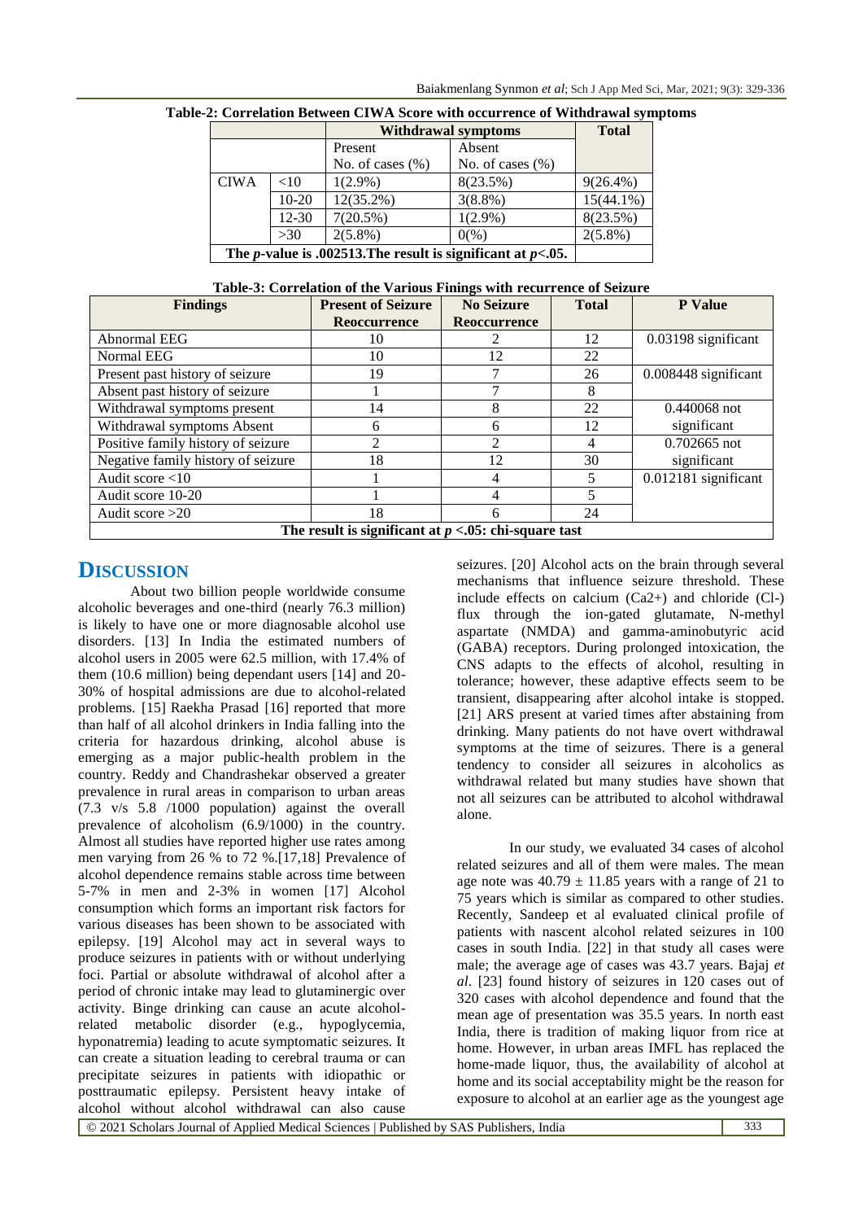**Table-2: Correlation Between CIWA Score with occurrence of Withdrawal symptoms**

| | | Withdrawal symptoms | | Total |
|---|---|---|---|---|
| | | Present<br>No. of cases (%) | Absent<br>No. of cases (%) | |
| CIWA | <10 | 1(2.9%) | 8(23.5%) | 9(26.4%) |
| | 10-20 | 12(35.2%) | 3(8.8%) | 15(44.1%) |
| | 12-30 | 7(20.5%) | 1(2.9%) | 8(23.5%) |
| | >30 | 2(5.8%) | 0(%) | 2(5.8%) |
| **The *p*-value is .002513.The result is significant at *p*<.05.** | | | | |

**Table-3: Correlation of the Various Finings with recurrence of Seizure**

| Findings | Present of Seizure Reoccurrence | No Seizure Reoccurrence | Total | P Value |
|---|---|---|---|---|
| Abnormal EEG | 10 | 2 | 12 | 0.03198 significant |
| Normal EEG | 10 | 12 | 22 | |
| Present past history of seizure | 19 | 7 | 26 | 0.008448 significant |
| Absent past history of seizure | 1 | 7 | 8 | |
| Withdrawal symptoms present | 14 | 8 | 22 | 0.440068 not significant |
| Withdrawal symptoms Absent | 6 | 6 | 12 | |
| Positive family history of seizure | 2 | 2 | 4 | 0.702665 not significant |
| Negative family history of seizure | 18 | 12 | 30 | |
| Audit score <10 | 1 | 4 | 5 | 0.012181 significant |
| Audit score 10-20 | 1 | 4 | 5 | |
| Audit score >20 | 18 | 6 | 24 | |
| **The result is significant at *p* <.05: chi-square tast** | | | | |

## DISCUSSION

About two billion people worldwide consume alcoholic beverages and one-third (nearly 76.3 million) is likely to have one or more diagnosable alcohol use disorders. [13] In India the estimated numbers of alcohol users in 2005 were 62.5 million, with 17.4% of them (10.6 million) being dependant users [14] and 20-30% of hospital admissions are due to alcohol-related problems. [15] Raekha Prasad [16] reported that more than half of all alcohol drinkers in India falling into the criteria for hazardous drinking, alcohol abuse is emerging as a major public-health problem in the country. Reddy and Chandrashekar observed a greater prevalence in rural areas in comparison to urban areas (7.3 v/s 5.8 /1000 population) against the overall prevalence of alcoholism (6.9/1000) in the country. Almost all studies have reported higher use rates among men varying from 26 % to 72 %.[17,18] Prevalence of alcohol dependence remains stable across time between 5-7% in men and 2-3% in women [17] Alcohol consumption which forms an important risk factors for various diseases has been shown to be associated with epilepsy. [19] Alcohol may act in several ways to produce seizures in patients with or without underlying foci. Partial or absolute withdrawal of alcohol after a period of chronic intake may lead to glutaminergic over activity. Binge drinking can cause an acute alcohol-related metabolic disorder (e.g., hypoglycemia, hyponatremia) leading to acute symptomatic seizures. It can create a situation leading to cerebral trauma or can precipitate seizures in patients with idiopathic or posttraumatic epilepsy. Persistent heavy intake of alcohol without alcohol withdrawal can also cause seizures. [20] Alcohol acts on the brain through several mechanisms that influence seizure threshold. These include effects on calcium ($Ca2+$) and chloride ($Cl-$) flux through the ion-gated glutamate, N-methyl aspartate (NMDA) and gamma-aminobutyric acid (GABA) receptors. During prolonged intoxication, the CNS adapts to the effects of alcohol, resulting in tolerance; however, these adaptive effects seem to be transient, disappearing after alcohol intake is stopped. [21] ARS present at varied times after abstaining from drinking. Many patients do not have overt withdrawal symptoms at the time of seizures. There is a general tendency to consider all seizures in alcoholics as withdrawal related but many studies have shown that not all seizures can be attributed to alcohol withdrawal alone.

In our study, we evaluated 34 cases of alcohol related seizures and all of them were males. The mean age note was $40.79 \pm 11.85$ years with a range of 21 to 75 years which is similar as compared to other studies. Recently, Sandeep et al evaluated clinical profile of patients with nascent alcohol related seizures in 100 cases in south India. [22] in that study all cases were male; the average age of cases was 43.7 years. Bajaj *et al*. [23] found history of seizures in 120 cases out of 320 cases with alcohol dependence and found that the mean age of presentation was 35.5 years. In north east India, there is tradition of making liquor from rice at home. However, in urban areas IMFL has replaced the home-made liquor, thus, the availability of alcohol at home and its social acceptability might be the reason for exposure to alcohol at an earlier age as the youngest age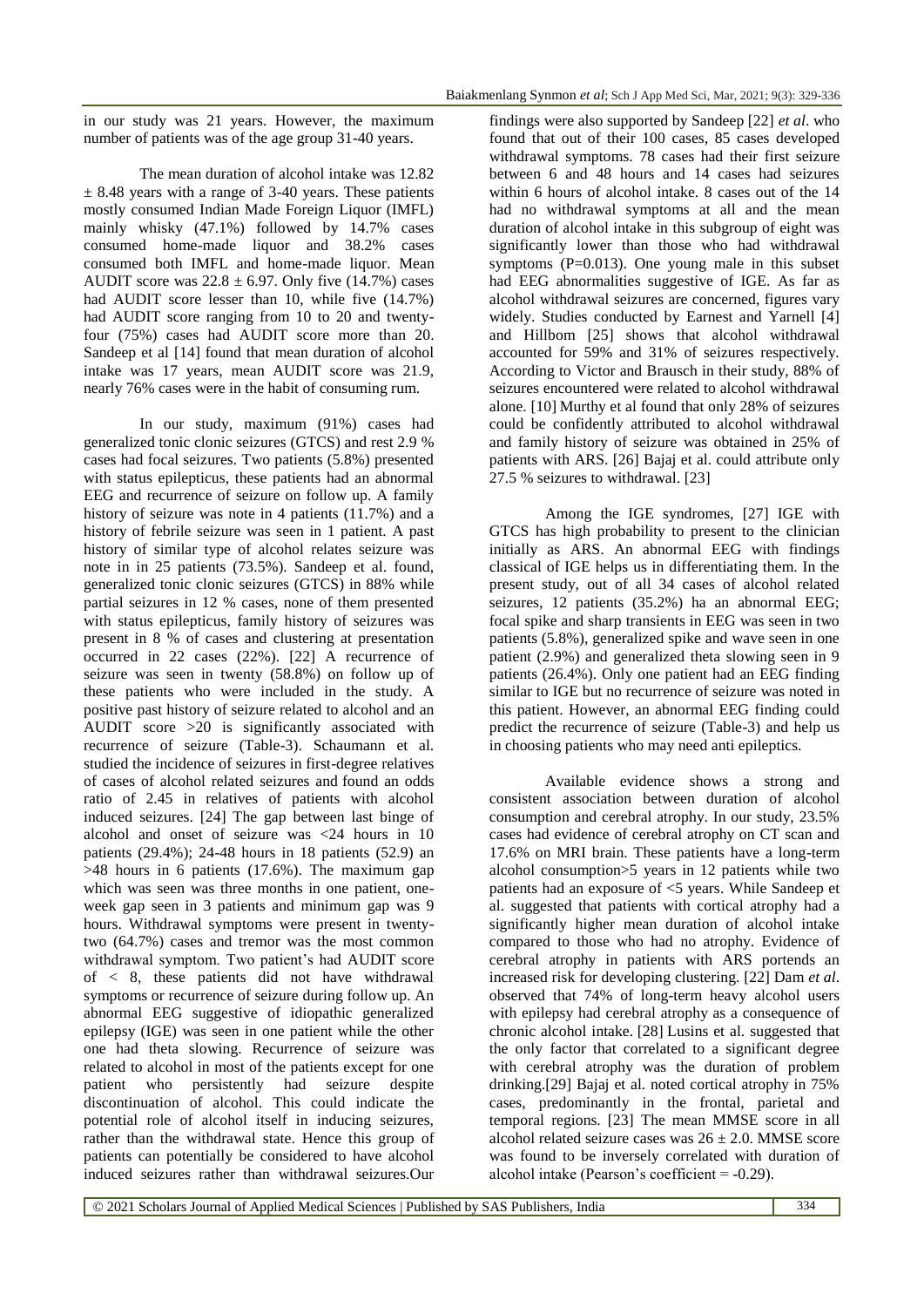in our study was 21 years. However, the maximum number of patients was of the age group 31-40 years.

The mean duration of alcohol intake was 12.82 ± 8.48 years with a range of 3-40 years. These patients mostly consumed Indian Made Foreign Liquor (IMFL) mainly whisky (47.1%) followed by 14.7% cases consumed home-made liquor and 38.2% cases consumed both IMFL and home-made liquor. Mean AUDIT score was 22.8 ± 6.97. Only five (14.7%) cases had AUDIT score lesser than 10, while five (14.7%) had AUDIT score ranging from 10 to 20 and twenty-four (75%) cases had AUDIT score more than 20. Sandeep et al [14] found that mean duration of alcohol intake was 17 years, mean AUDIT score was 21.9, nearly 76% cases were in the habit of consuming rum.

In our study, maximum (91%) cases had generalized tonic clonic seizures (GTCS) and rest 2.9 % cases had focal seizures. Two patients (5.8%) presented with status epilepticus, these patients had an abnormal EEG and recurrence of seizure on follow up. A family history of seizure was note in 4 patients (11.7%) and a history of febrile seizure was seen in 1 patient. A past history of similar type of alcohol relates seizure was note in in 25 patients (73.5%). Sandeep et al. found, generalized tonic clonic seizures (GTCS) in 88% while partial seizures in 12 % cases, none of them presented with status epilepticus, family history of seizures was present in 8 % of cases and clustering at presentation occurred in 22 cases (22%). [22] A recurrence of seizure was seen in twenty (58.8%) on follow up of these patients who were included in the study. A positive past history of seizure related to alcohol and an AUDIT score >20 is significantly associated with recurrence of seizure (Table-3). Schaumann et al. studied the incidence of seizures in first-degree relatives of cases of alcohol related seizures and found an odds ratio of 2.45 in relatives of patients with alcohol induced seizures. [24] The gap between last binge of alcohol and onset of seizure was <24 hours in 10 patients (29.4%); 24-48 hours in 18 patients (52.9) an >48 hours in 6 patients (17.6%). The maximum gap which was seen was three months in one patient, one-week gap seen in 3 patients and minimum gap was 9 hours. Withdrawal symptoms were present in twenty-two (64.7%) cases and tremor was the most common withdrawal symptom. Two patient's had AUDIT score of < 8, these patients did not have withdrawal symptoms or recurrence of seizure during follow up. An abnormal EEG suggestive of idiopathic generalized epilepsy (IGE) was seen in one patient while the other one had theta slowing. Recurrence of seizure was related to alcohol in most of the patients except for one patient who persistently had seizure despite discontinuation of alcohol. This could indicate the potential role of alcohol itself in inducing seizures, rather than the withdrawal state. Hence this group of patients can potentially be considered to have alcohol induced seizures rather than withdrawal seizures.Our findings were also supported by Sandeep [22] *et al*. who found that out of their 100 cases, 85 cases developed withdrawal symptoms. 78 cases had their first seizure between 6 and 48 hours and 14 cases had seizures within 6 hours of alcohol intake. 8 cases out of the 14 had no withdrawal symptoms at all and the mean duration of alcohol intake in this subgroup of eight was significantly lower than those who had withdrawal symptoms (P=0.013). One young male in this subset had EEG abnormalities suggestive of IGE. As far as alcohol withdrawal seizures are concerned, figures vary widely. Studies conducted by Earnest and Yarnell [4] and Hillbom [25] shows that alcohol withdrawal accounted for 59% and 31% of seizures respectively. According to Victor and Brausch in their study, 88% of seizures encountered were related to alcohol withdrawal alone. [10] Murthy et al found that only 28% of seizures could be confidently attributed to alcohol withdrawal and family history of seizure was obtained in 25% of patients with ARS. [26] Bajaj et al. could attribute only 27.5 % seizures to withdrawal. [23]

Among the IGE syndromes, [27] IGE with GTCS has high probability to present to the clinician initially as ARS. An abnormal EEG with findings classical of IGE helps us in differentiating them. In the present study, out of all 34 cases of alcohol related seizures, 12 patients (35.2%) ha an abnormal EEG; focal spike and sharp transients in EEG was seen in two patients (5.8%), generalized spike and wave seen in one patient (2.9%) and generalized theta slowing seen in 9 patients (26.4%). Only one patient had an EEG finding similar to IGE but no recurrence of seizure was noted in this patient. However, an abnormal EEG finding could predict the recurrence of seizure (Table-3) and help us in choosing patients who may need anti epileptics.

Available evidence shows a strong and consistent association between duration of alcohol consumption and cerebral atrophy. In our study, 23.5% cases had evidence of cerebral atrophy on CT scan and 17.6% on MRI brain. These patients have a long-term alcohol consumption>5 years in 12 patients while two patients had an exposure of <5 years. While Sandeep et al. suggested that patients with cortical atrophy had a significantly higher mean duration of alcohol intake compared to those who had no atrophy. Evidence of cerebral atrophy in patients with ARS portends an increased risk for developing clustering. [22] Dam *et al*. observed that 74% of long-term heavy alcohol users with epilepsy had cerebral atrophy as a consequence of chronic alcohol intake. [28] Lusins et al. suggested that the only factor that correlated to a significant degree with cerebral atrophy was the duration of problem drinking.[29] Bajaj et al. noted cortical atrophy in 75% cases, predominantly in the frontal, parietal and temporal regions. [23] The mean MMSE score in all alcohol related seizure cases was 26 ± 2.0. MMSE score was found to be inversely correlated with duration of alcohol intake (Pearson's coefficient = -0.29).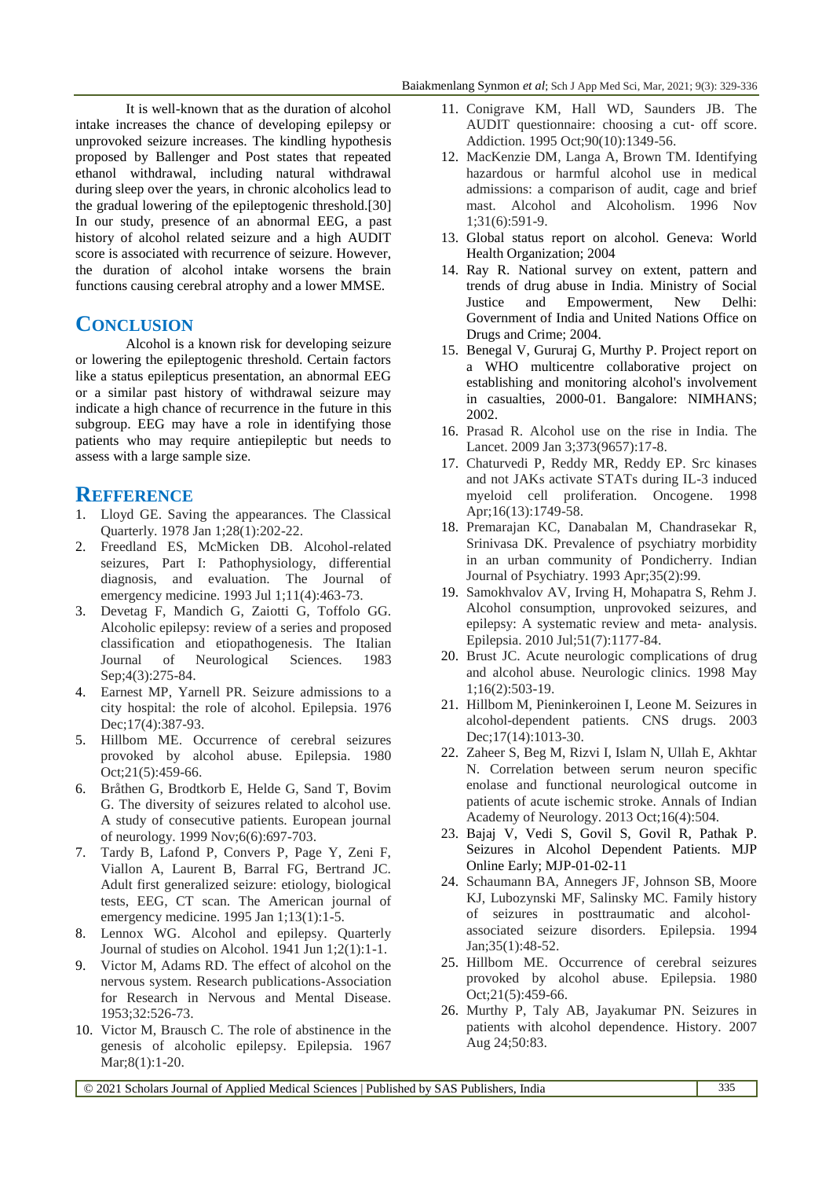It is well-known that as the duration of alcohol intake increases the chance of developing epilepsy or unprovoked seizure increases. The kindling hypothesis proposed by Ballenger and Post states that repeated ethanol withdrawal, including natural withdrawal during sleep over the years, in chronic alcoholics lead to the gradual lowering of the epileptogenic threshold.[30] In our study, presence of an abnormal EEG, a past history of alcohol related seizure and a high AUDIT score is associated with recurrence of seizure. However, the duration of alcohol intake worsens the brain functions causing cerebral atrophy and a lower MMSE.

## CONCLUSION

Alcohol is a known risk for developing seizure or lowering the epileptogenic threshold. Certain factors like a status epilepticus presentation, an abnormal EEG or a similar past history of withdrawal seizure may indicate a high chance of recurrence in the future in this subgroup. EEG may have a role in identifying those patients who may require antiepileptic but needs to assess with a large sample size.

## REFFERENCE

1. Lloyd GE. Saving the appearances. The Classical Quarterly. 1978 Jan 1;28(1):202-22.
2. Freedland ES, McMicken DB. Alcohol-related seizures, Part I: Pathophysiology, differential diagnosis, and evaluation. The Journal of emergency medicine. 1993 Jul 1;11(4):463-73.
3. Devetag F, Mandich G, Zaiotti G, Toffolo GG. Alcoholic epilepsy: review of a series and proposed classification and etiopathogenesis. The Italian Journal of Neurological Sciences. 1983 Sep;4(3):275-84.
4. Earnest MP, Yarnell PR. Seizure admissions to a city hospital: the role of alcohol. Epilepsia. 1976 Dec;17(4):387-93.
5. Hillbom ME. Occurrence of cerebral seizures provoked by alcohol abuse. Epilepsia. 1980 Oct;21(5):459-66.
6. Bråthen G, Brodtkorb E, Helde G, Sand T, Bovim G. The diversity of seizures related to alcohol use. A study of consecutive patients. European journal of neurology. 1999 Nov;6(6):697-703.
7. Tardy B, Lafond P, Convers P, Page Y, Zeni F, Viallon A, Laurent B, Barral FG, Bertrand JC. Adult first generalized seizure: etiology, biological tests, EEG, CT scan. The American journal of emergency medicine. 1995 Jan 1;13(1):1-5.
8. Lennox WG. Alcohol and epilepsy. Quarterly Journal of studies on Alcohol. 1941 Jun 1;2(1):1-1.
9. Victor M, Adams RD. The effect of alcohol on the nervous system. Research publications-Association for Research in Nervous and Mental Disease. 1953;32:526-73.
10. Victor M, Brausch C. The role of abstinence in the genesis of alcoholic epilepsy. Epilepsia. 1967 Mar;8(1):1-20.
11. Conigrave KM, Hall WD, Saunders JB. The AUDIT questionnaire: choosing a cut- off score. Addiction. 1995 Oct;90(10):1349-56.
12. MacKenzie DM, Langa A, Brown TM. Identifying hazardous or harmful alcohol use in medical admissions: a comparison of audit, cage and brief mast. Alcohol and Alcoholism. 1996 Nov 1;31(6):591-9.
13. Global status report on alcohol. Geneva: World Health Organization; 2004
14. Ray R. National survey on extent, pattern and trends of drug abuse in India. Ministry of Social Justice and Empowerment, New Delhi: Government of India and United Nations Office on Drugs and Crime; 2004.
15. Benegal V, Gururaj G, Murthy P. Project report on a WHO multicentre collaborative project on establishing and monitoring alcohol's involvement in casualties, 2000-01. Bangalore: NIMHANS; 2002.
16. Prasad R. Alcohol use on the rise in India. The Lancet. 2009 Jan 3;373(9657):17-8.
17. Chaturvedi P, Reddy MR, Reddy EP. Src kinases and not JAKs activate STATs during IL-3 induced myeloid cell proliferation. Oncogene. 1998 Apr;16(13):1749-58.
18. Premarajan KC, Danabalan M, Chandrasekar R, Srinivasa DK. Prevalence of psychiatry morbidity in an urban community of Pondicherry. Indian Journal of Psychiatry. 1993 Apr;35(2):99.
19. Samokhvalov AV, Irving H, Mohapatra S, Rehm J. Alcohol consumption, unprovoked seizures, and epilepsy: A systematic review and meta‐ analysis. Epilepsia. 2010 Jul;51(7):1177-84.
20. Brust JC. Acute neurologic complications of drug and alcohol abuse. Neurologic clinics. 1998 May 1;16(2):503-19.
21. Hillbom M, Pieninkeroinen I, Leone M. Seizures in alcohol-dependent patients. CNS drugs. 2003 Dec;17(14):1013-30.
22. Zaheer S, Beg M, Rizvi I, Islam N, Ullah E, Akhtar N. Correlation between serum neuron specific enolase and functional neurological outcome in patients of acute ischemic stroke. Annals of Indian Academy of Neurology. 2013 Oct;16(4):504.
23. Bajaj V, Vedi S, Govil S, Govil R, Pathak P. Seizures in Alcohol Dependent Patients. MJP Online Early; MJP-01-02-11
24. Schaumann BA, Annegers JF, Johnson SB, Moore KJ, Lubozynski MF, Salinsky MC. Family history of seizures in posttraumatic and alcohol‐ associated seizure disorders. Epilepsia. 1994 Jan;35(1):48-52.
25. Hillbom ME. Occurrence of cerebral seizures provoked by alcohol abuse. Epilepsia. 1980 Oct;21(5):459-66.
26. Murthy P, Taly AB, Jayakumar PN. Seizures in patients with alcohol dependence. History. 2007 Aug 24;50:83.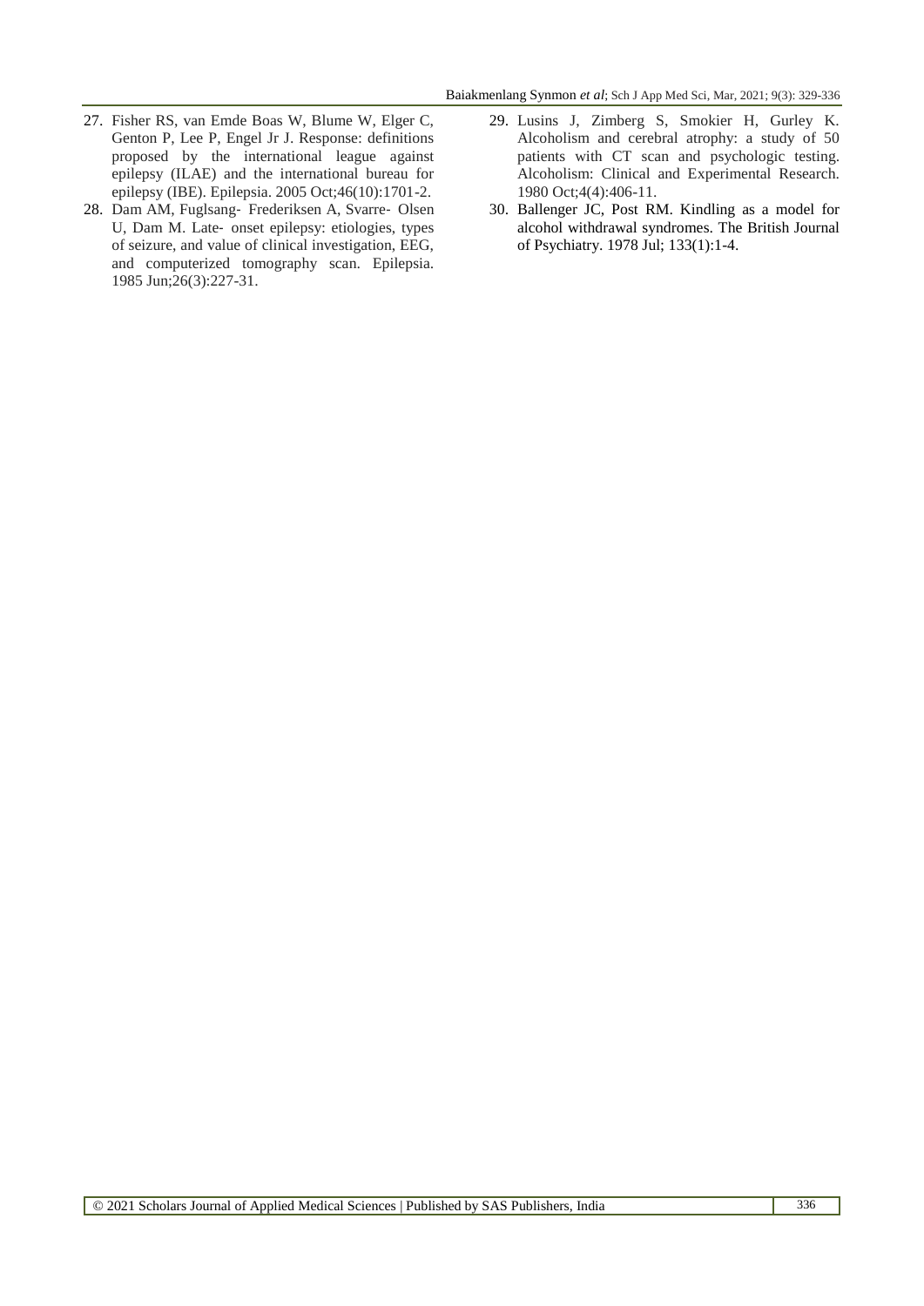27. Fisher RS, van Emde Boas W, Blume W, Elger C, Genton P, Lee P, Engel Jr J. Response: definitions proposed by the international league against epilepsy (ILAE) and the international bureau for epilepsy (IBE). Epilepsia. 2005 Oct;46(10):1701-2.
28. Dam AM, Fuglsang- Frederiksen A, Svarre- Olsen U, Dam M. Late- onset epilepsy: etiologies, types of seizure, and value of clinical investigation, EEG, and computerized tomography scan. Epilepsia. 1985 Jun;26(3):227-31.
29. Lusins J, Zimberg S, Smokier H, Gurley K. Alcoholism and cerebral atrophy: a study of 50 patients with CT scan and psychologic testing. Alcoholism: Clinical and Experimental Research. 1980 Oct;4(4):406-11.
30. Ballenger JC, Post RM. Kindling as a model for alcohol withdrawal syndromes. The British Journal of Psychiatry. 1978 Jul; 133(1):1-4.